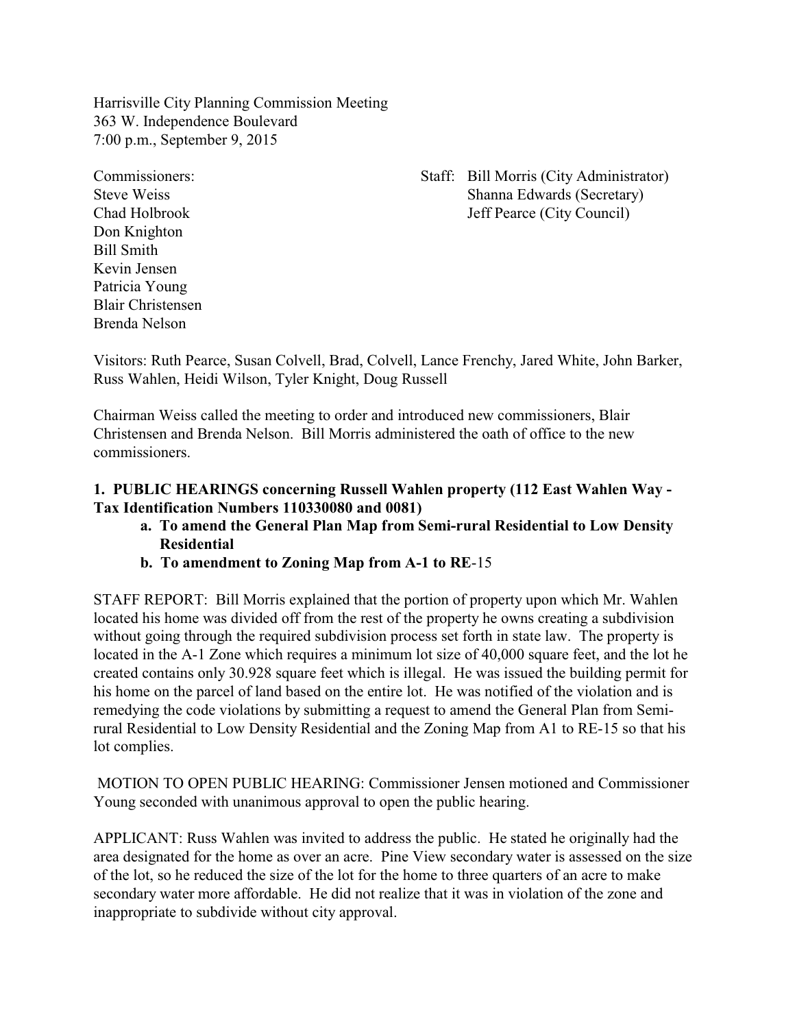Harrisville City Planning Commission Meeting
363 W. Independence Boulevard
7:00 p.m., September 9, 2015

Commissioners:
Steve Weiss
Chad Holbrook
Don Knighton
Bill Smith
Kevin Jensen
Patricia Young
Blair Christensen
Brenda Nelson

Staff: Bill Morris (City Administrator)
Shanna Edwards (Secretary)
Jeff Pearce (City Council)

Visitors: Ruth Pearce, Susan Colvell, Brad, Colvell, Lance Frenchy, Jared White, John Barker, Russ Wahlen, Heidi Wilson, Tyler Knight, Doug Russell

Chairman Weiss called the meeting to order and introduced new commissioners, Blair Christensen and Brenda Nelson. Bill Morris administered the oath of office to the new commissioners.

**1. PUBLIC HEARINGS concerning Russell Wahlen property (112 East Wahlen Way - Tax Identification Numbers 110330080 and 0081)**

  **a. To amend the General Plan Map from Semi-rural Residential to Low Density Residential**

  **b. To amendment to Zoning Map from A-1 to RE**-15

STAFF REPORT: Bill Morris explained that the portion of property upon which Mr. Wahlen located his home was divided off from the rest of the property he owns creating a subdivision without going through the required subdivision process set forth in state law. The property is located in the A-1 Zone which requires a minimum lot size of 40,000 square feet, and the lot he created contains only 30.928 square feet which is illegal. He was issued the building permit for his home on the parcel of land based on the entire lot. He was notified of the violation and is remedying the code violations by submitting a request to amend the General Plan from Semi-rural Residential to Low Density Residential and the Zoning Map from A1 to RE-15 so that his lot complies.

MOTION TO OPEN PUBLIC HEARING: Commissioner Jensen motioned and Commissioner Young seconded with unanimous approval to open the public hearing.

APPLICANT: Russ Wahlen was invited to address the public. He stated he originally had the area designated for the home as over an acre. Pine View secondary water is assessed on the size of the lot, so he reduced the size of the lot for the home to three quarters of an acre to make secondary water more affordable. He did not realize that it was in violation of the zone and inappropriate to subdivide without city approval.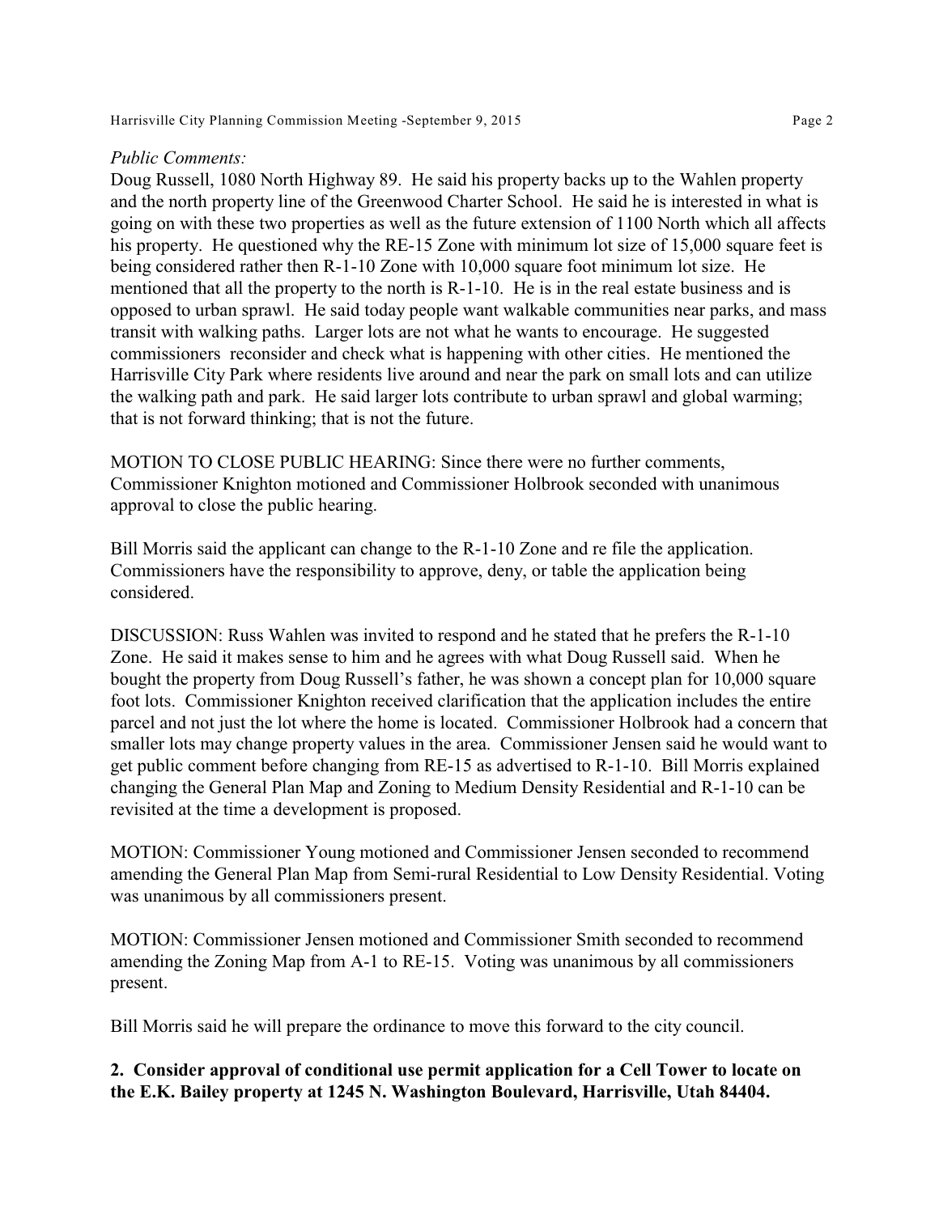*Public Comments:*
Doug Russell, 1080 North Highway 89. He said his property backs up to the Wahlen property and the north property line of the Greenwood Charter School. He said he is interested in what is going on with these two properties as well as the future extension of 1100 North which all affects his property. He questioned why the RE-15 Zone with minimum lot size of 15,000 square feet is being considered rather then R-1-10 Zone with 10,000 square foot minimum lot size. He mentioned that all the property to the north is R-1-10. He is in the real estate business and is opposed to urban sprawl. He said today people want walkable communities near parks, and mass transit with walking paths. Larger lots are not what he wants to encourage. He suggested commissioners reconsider and check what is happening with other cities. He mentioned the Harrisville City Park where residents live around and near the park on small lots and can utilize the walking path and park. He said larger lots contribute to urban sprawl and global warming; that is not forward thinking; that is not the future.

MOTION TO CLOSE PUBLIC HEARING: Since there were no further comments, Commissioner Knighton motioned and Commissioner Holbrook seconded with unanimous approval to close the public hearing.

Bill Morris said the applicant can change to the R-1-10 Zone and re file the application. Commissioners have the responsibility to approve, deny, or table the application being considered.

DISCUSSION: Russ Wahlen was invited to respond and he stated that he prefers the R-1-10 Zone. He said it makes sense to him and he agrees with what Doug Russell said. When he bought the property from Doug Russell's father, he was shown a concept plan for 10,000 square foot lots. Commissioner Knighton received clarification that the application includes the entire parcel and not just the lot where the home is located. Commissioner Holbrook had a concern that smaller lots may change property values in the area. Commissioner Jensen said he would want to get public comment before changing from RE-15 as advertised to R-1-10. Bill Morris explained changing the General Plan Map and Zoning to Medium Density Residential and R-1-10 can be revisited at the time a development is proposed.

MOTION: Commissioner Young motioned and Commissioner Jensen seconded to recommend amending the General Plan Map from Semi-rural Residential to Low Density Residential. Voting was unanimous by all commissioners present.

MOTION: Commissioner Jensen motioned and Commissioner Smith seconded to recommend amending the Zoning Map from A-1 to RE-15. Voting was unanimous by all commissioners present.

Bill Morris said he will prepare the ordinance to move this forward to the city council.

**2. Consider approval of conditional use permit application for a Cell Tower to locate on the E.K. Bailey property at 1245 N. Washington Boulevard, Harrisville, Utah 84404.**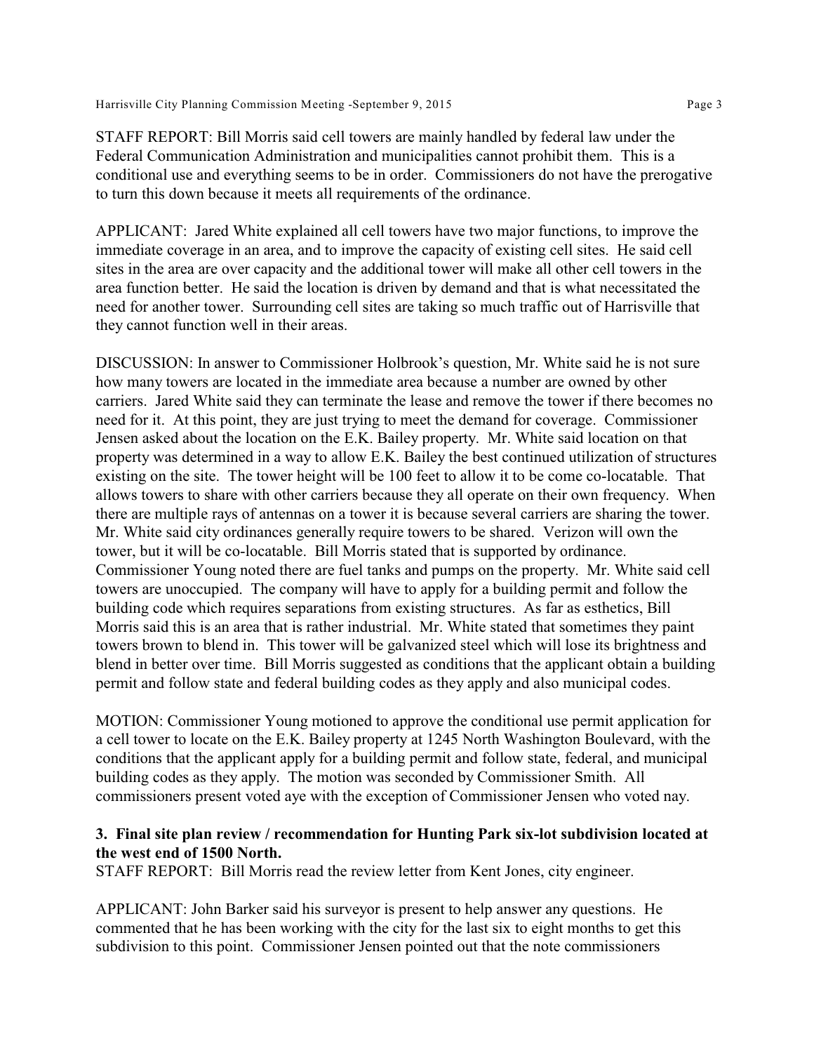STAFF REPORT: Bill Morris said cell towers are mainly handled by federal law under the Federal Communication Administration and municipalities cannot prohibit them. This is a conditional use and everything seems to be in order. Commissioners do not have the prerogative to turn this down because it meets all requirements of the ordinance.

APPLICANT: Jared White explained all cell towers have two major functions, to improve the immediate coverage in an area, and to improve the capacity of existing cell sites. He said cell sites in the area are over capacity and the additional tower will make all other cell towers in the area function better. He said the location is driven by demand and that is what necessitated the need for another tower. Surrounding cell sites are taking so much traffic out of Harrisville that they cannot function well in their areas.

DISCUSSION: In answer to Commissioner Holbrook's question, Mr. White said he is not sure how many towers are located in the immediate area because a number are owned by other carriers. Jared White said they can terminate the lease and remove the tower if there becomes no need for it. At this point, they are just trying to meet the demand for coverage. Commissioner Jensen asked about the location on the E.K. Bailey property. Mr. White said location on that property was determined in a way to allow E.K. Bailey the best continued utilization of structures existing on the site. The tower height will be 100 feet to allow it to be come co-locatable. That allows towers to share with other carriers because they all operate on their own frequency. When there are multiple rays of antennas on a tower it is because several carriers are sharing the tower. Mr. White said city ordinances generally require towers to be shared. Verizon will own the tower, but it will be co-locatable. Bill Morris stated that is supported by ordinance. Commissioner Young noted there are fuel tanks and pumps on the property. Mr. White said cell towers are unoccupied. The company will have to apply for a building permit and follow the building code which requires separations from existing structures. As far as esthetics, Bill Morris said this is an area that is rather industrial. Mr. White stated that sometimes they paint towers brown to blend in. This tower will be galvanized steel which will lose its brightness and blend in better over time. Bill Morris suggested as conditions that the applicant obtain a building permit and follow state and federal building codes as they apply and also municipal codes.

MOTION: Commissioner Young motioned to approve the conditional use permit application for a cell tower to locate on the E.K. Bailey property at 1245 North Washington Boulevard, with the conditions that the applicant apply for a building permit and follow state, federal, and municipal building codes as they apply. The motion was seconded by Commissioner Smith. All commissioners present voted aye with the exception of Commissioner Jensen who voted nay.

**3. Final site plan review / recommendation for Hunting Park six-lot subdivision located at the west end of 1500 North.**

STAFF REPORT: Bill Morris read the review letter from Kent Jones, city engineer.

APPLICANT: John Barker said his surveyor is present to help answer any questions. He commented that he has been working with the city for the last six to eight months to get this subdivision to this point. Commissioner Jensen pointed out that the note commissioners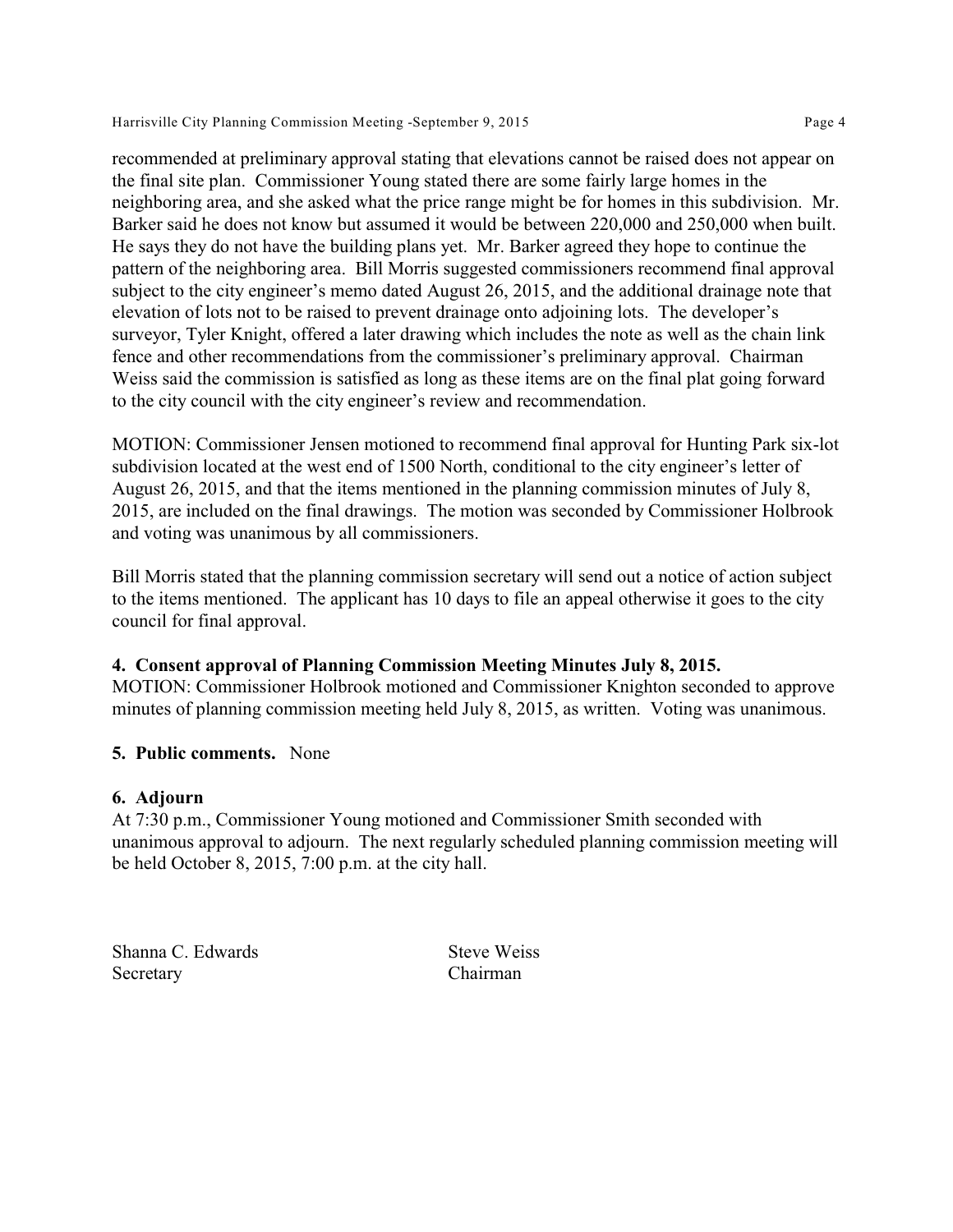recommended at preliminary approval stating that elevations cannot be raised does not appear on the final site plan. Commissioner Young stated there are some fairly large homes in the neighboring area, and she asked what the price range might be for homes in this subdivision. Mr. Barker said he does not know but assumed it would be between 220,000 and 250,000 when built. He says they do not have the building plans yet. Mr. Barker agreed they hope to continue the pattern of the neighboring area. Bill Morris suggested commissioners recommend final approval subject to the city engineer's memo dated August 26, 2015, and the additional drainage note that elevation of lots not to be raised to prevent drainage onto adjoining lots. The developer's surveyor, Tyler Knight, offered a later drawing which includes the note as well as the chain link fence and other recommendations from the commissioner's preliminary approval. Chairman Weiss said the commission is satisfied as long as these items are on the final plat going forward to the city council with the city engineer's review and recommendation.

MOTION: Commissioner Jensen motioned to recommend final approval for Hunting Park six-lot subdivision located at the west end of 1500 North, conditional to the city engineer's letter of August 26, 2015, and that the items mentioned in the planning commission minutes of July 8, 2015, are included on the final drawings. The motion was seconded by Commissioner Holbrook and voting was unanimous by all commissioners.

Bill Morris stated that the planning commission secretary will send out a notice of action subject to the items mentioned. The applicant has 10 days to file an appeal otherwise it goes to the city council for final approval.

**4. Consent approval of Planning Commission Meeting Minutes July 8, 2015.**
MOTION: Commissioner Holbrook motioned and Commissioner Knighton seconded to approve minutes of planning commission meeting held July 8, 2015, as written. Voting was unanimous.

**5. Public comments.** None

**6. Adjourn**
At 7:30 p.m., Commissioner Young motioned and Commissioner Smith seconded with unanimous approval to adjourn. The next regularly scheduled planning commission meeting will be held October 8, 2015, 7:00 p.m. at the city hall.

Shanna C. Edwards
Secretary

Steve Weiss
Chairman